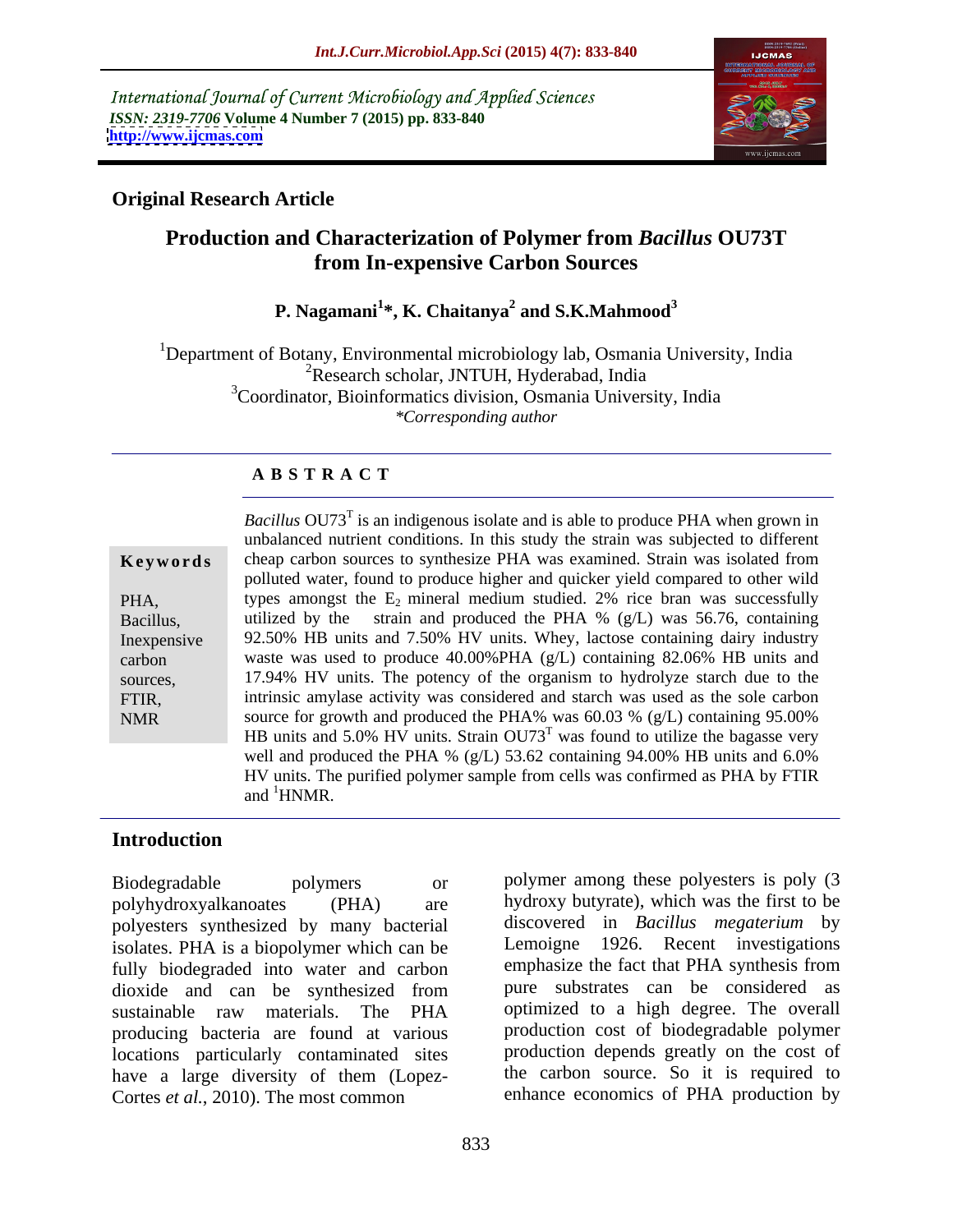International Journal of Current Microbiology and Applied Sciences
*ISSN: 2319-7706* Volume 4 Number 7 (2015) pp. 833-840
http://www.ijcmas.com

**Original Research Article**

# Production and Characterization of Polymer from *Bacillus* OU73T from In-expensive Carbon Sources

**P. Nagamani[1]\*, K. Chaitanya[2] and S.K.Mahmood[3]**

[1]Department of Botany, Environmental microbiology lab, Osmania University, India
[2]Research scholar, JNTUH, Hyderabad, India
[3]Coordinator, Bioinformatics division, Osmania University, India
*\*Corresponding author*

## ABSTRACT

**Keywords**

PHA, Bacillus, Inexpensive carbon sources, FTIR, NMR

*Bacillus* $OU73^T$ is an indigenous isolate and is able to produce PHA when grown in unbalanced nutrient conditions. In this study the strain was subjected to different cheap carbon sources to synthesize PHA was examined. Strain was isolated from polluted water, found to produce higher and quicker yield compared to other wild types amongst the $E_2$ mineral medium studied. 2% rice bran was successfully utilized by the strain and produced the PHA % (g/L) was 56.76, containing 92.50% HB units and 7.50% HV units. Whey, lactose containing dairy industry waste was used to produce 40.00%PHA (g/L) containing 82.06% HB units and 17.94% HV units. The potency of the organism to hydrolyze starch due to the intrinsic amylase activity was considered and starch was used as the sole carbon source for growth and produced the PHA% was 60.03 % (g/L) containing 95.00% HB units and 5.0% HV units. Strain $OU73^T$ was found to utilize the bagasse very well and produced the PHA % (g/L) 53.62 containing 94.00% HB units and 6.0% HV units. The purified polymer sample from cells was confirmed as PHA by FTIR and $^1$HNMR.

## Introduction

Biodegradable polymers or polyhydroxyalkanoates (PHA) are polyesters synthesized by many bacterial isolates. PHA is a biopolymer which can be fully biodegraded into water and carbon dioxide and can be synthesized from sustainable raw materials. The PHA producing bacteria are found at various locations particularly contaminated sites have a large diversity of them (Lopez-Cortes *et al.*, 2010). The most common polymer among these polyesters is poly (3 hydroxy butyrate), which was the first to be discovered in *Bacillus megaterium* by Lemoigne 1926. Recent investigations emphasize the fact that PHA synthesis from pure substrates can be considered as optimized to a high degree. The overall production cost of biodegradable polymer production depends greatly on the cost of the carbon source. So it is required to enhance economics of PHA production by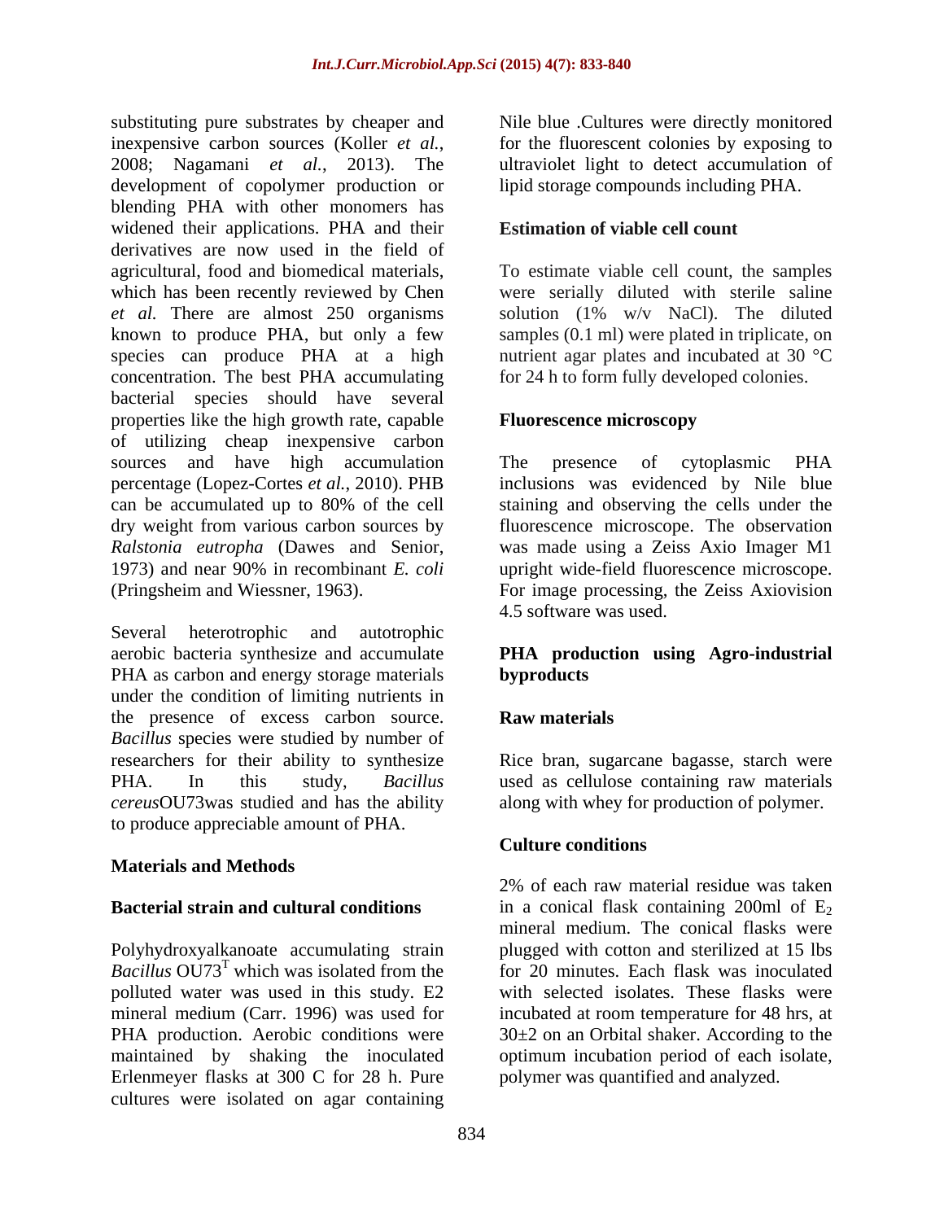substituting pure substrates by cheaper and inexpensive carbon sources (Koller *et al.*, 2008; Nagamani *et al.*, 2013). The development of copolymer production or blending PHA with other monomers has widened their applications. PHA and their derivatives are now used in the field of agricultural, food and biomedical materials, which has been recently reviewed by Chen *et al.* There are almost 250 organisms known to produce PHA, but only a few species can produce PHA at a high concentration. The best PHA accumulating bacterial species should have several properties like the high growth rate, capable of utilizing cheap inexpensive carbon sources and have high accumulation percentage (Lopez-Cortes *et al.*, 2010). PHB can be accumulated up to 80% of the cell dry weight from various carbon sources by *Ralstonia eutropha* (Dawes and Senior, 1973) and near 90% in recombinant *E. coli* (Pringsheim and Wiessner, 1963).

Several heterotrophic and autotrophic aerobic bacteria synthesize and accumulate PHA as carbon and energy storage materials under the condition of limiting nutrients in the presence of excess carbon source. *Bacillus* species were studied by number of researchers for their ability to synthesize PHA. In this study, *Bacillus cereus*OU73was studied and has the ability to produce appreciable amount of PHA.

## Materials and Methods

### Bacterial strain and cultural conditions

Polyhydroxyalkanoate accumulating strain *Bacillus* OU73$^T$ which was isolated from the polluted water was used in this study. E2 mineral medium (Carr. 1996) was used for PHA production. Aerobic conditions were maintained by shaking the inoculated Erlenmeyer flasks at 300 C for 28 h. Pure cultures were isolated on agar containing Nile blue .Cultures were directly monitored for the fluorescent colonies by exposing to ultraviolet light to detect accumulation of lipid storage compounds including PHA.

### Estimation of viable cell count

To estimate viable cell count, the samples were serially diluted with sterile saline solution (1% w/v NaCl). The diluted samples (0.1 ml) were plated in triplicate, on nutrient agar plates and incubated at 30 °C for 24 h to form fully developed colonies.

### Fluorescence microscopy

The presence of cytoplasmic PHA inclusions was evidenced by Nile blue staining and observing the cells under the fluorescence microscope. The observation was made using a Zeiss Axio Imager M1 upright wide-field fluorescence microscope. For image processing, the Zeiss Axiovision 4.5 software was used.

### PHA production using Agro-industrial byproducts

### Raw materials

Rice bran, sugarcane bagasse, starch were used as cellulose containing raw materials along with whey for production of polymer.

### Culture conditions

2% of each raw material residue was taken in a conical flask containing 200ml of $E_2$ mineral medium. The conical flasks were plugged with cotton and sterilized at 15 lbs for 20 minutes. Each flask was inoculated with selected isolates. These flasks were incubated at room temperature for 48 hrs, at 30±2 on an Orbital shaker. According to the optimum incubation period of each isolate, polymer was quantified and analyzed.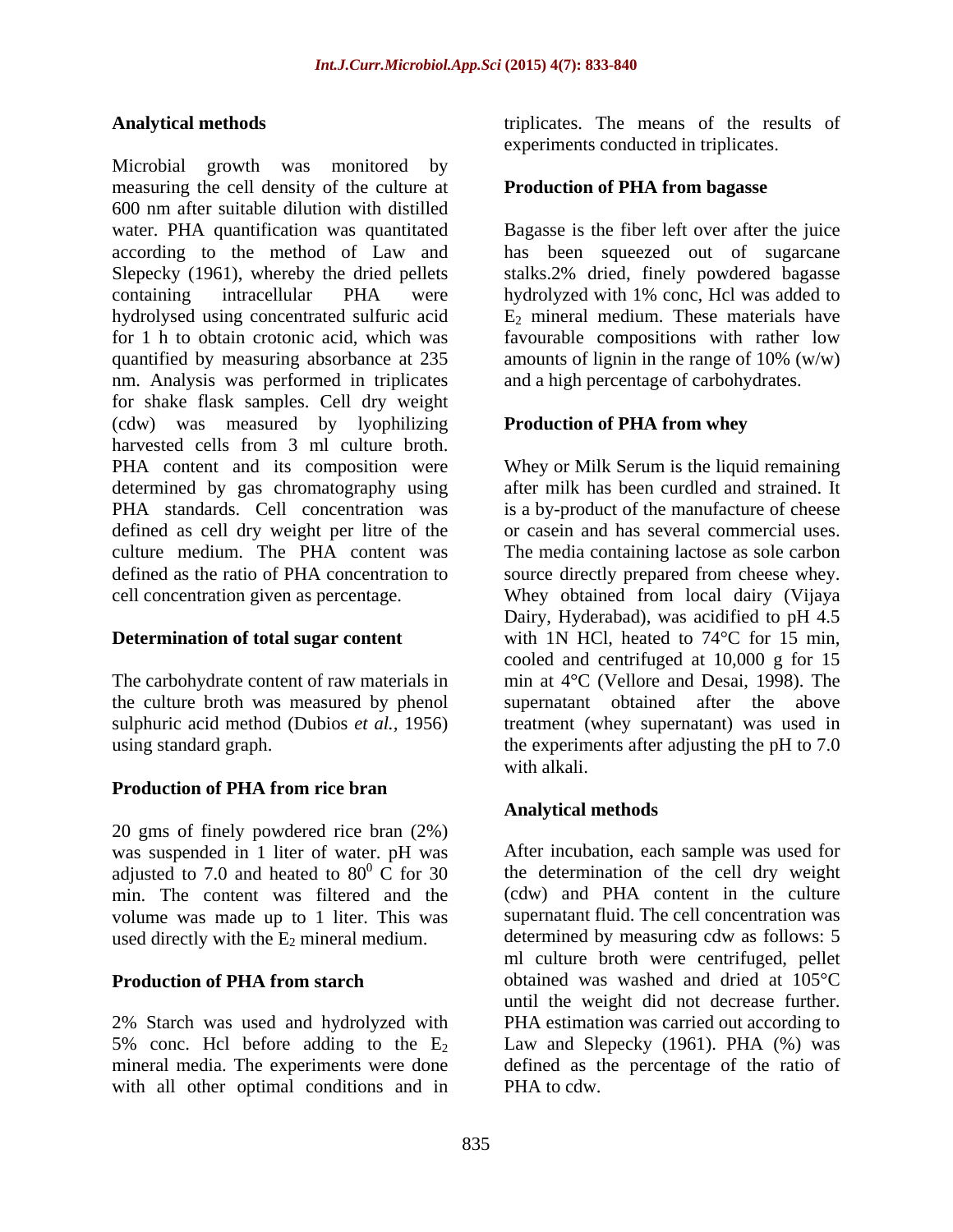### Analytical methods

Microbial growth was monitored by measuring the cell density of the culture at 600 nm after suitable dilution with distilled water. PHA quantification was quantitated according to the method of Law and Slepecky (1961), whereby the dried pellets containing intracellular PHA were hydrolysed using concentrated sulfuric acid for 1 h to obtain crotonic acid, which was quantified by measuring absorbance at 235 nm. Analysis was performed in triplicates for shake flask samples. Cell dry weight (cdw) was measured by lyophilizing harvested cells from 3 ml culture broth. PHA content and its composition were determined by gas chromatography using PHA standards. Cell concentration was defined as cell dry weight per litre of the culture medium. The PHA content was defined as the ratio of PHA concentration to cell concentration given as percentage.

### Determination of total sugar content

The carbohydrate content of raw materials in the culture broth was measured by phenol sulphuric acid method (Dubios *et al.*, 1956) using standard graph.

### Production of PHA from rice bran

20 gms of finely powdered rice bran (2%) was suspended in 1 liter of water. pH was adjusted to 7.0 and heated to $80^0$ C for 30 min. The content was filtered and the volume was made up to 1 liter. This was used directly with the $E_2$ mineral medium.

### Production of PHA from starch

2% Starch was used and hydrolyzed with 5% conc. Hcl before adding to the $E_2$ mineral media. The experiments were done with all other optimal conditions and in triplicates. The means of the results of experiments conducted in triplicates.

### Production of PHA from bagasse

Bagasse is the fiber left over after the juice has been squeezed out of sugarcane stalks.2% dried, finely powdered bagasse hydrolyzed with 1% conc, Hcl was added to $E_2$ mineral medium. These materials have favourable compositions with rather low amounts of lignin in the range of 10% (w/w) and a high percentage of carbohydrates.

### Production of PHA from whey

Whey or Milk Serum is the liquid remaining after milk has been curdled and strained. It is a by-product of the manufacture of cheese or casein and has several commercial uses. The media containing lactose as sole carbon source directly prepared from cheese whey. Whey obtained from local dairy (Vijaya Dairy, Hyderabad), was acidified to pH 4.5 with 1N HCl, heated to 74°C for 15 min, cooled and centrifuged at 10,000 g for 15 min at 4°C (Vellore and Desai, 1998). The supernatant obtained after the above treatment (whey supernatant) was used in the experiments after adjusting the pH to 7.0 with alkali.

### Analytical methods

After incubation, each sample was used for the determination of the cell dry weight (cdw) and PHA content in the culture supernatant fluid. The cell concentration was determined by measuring cdw as follows: 5 ml culture broth were centrifuged, pellet obtained was washed and dried at 105°C until the weight did not decrease further. PHA estimation was carried out according to Law and Slepecky (1961). PHA (%) was defined as the percentage of the ratio of PHA to cdw.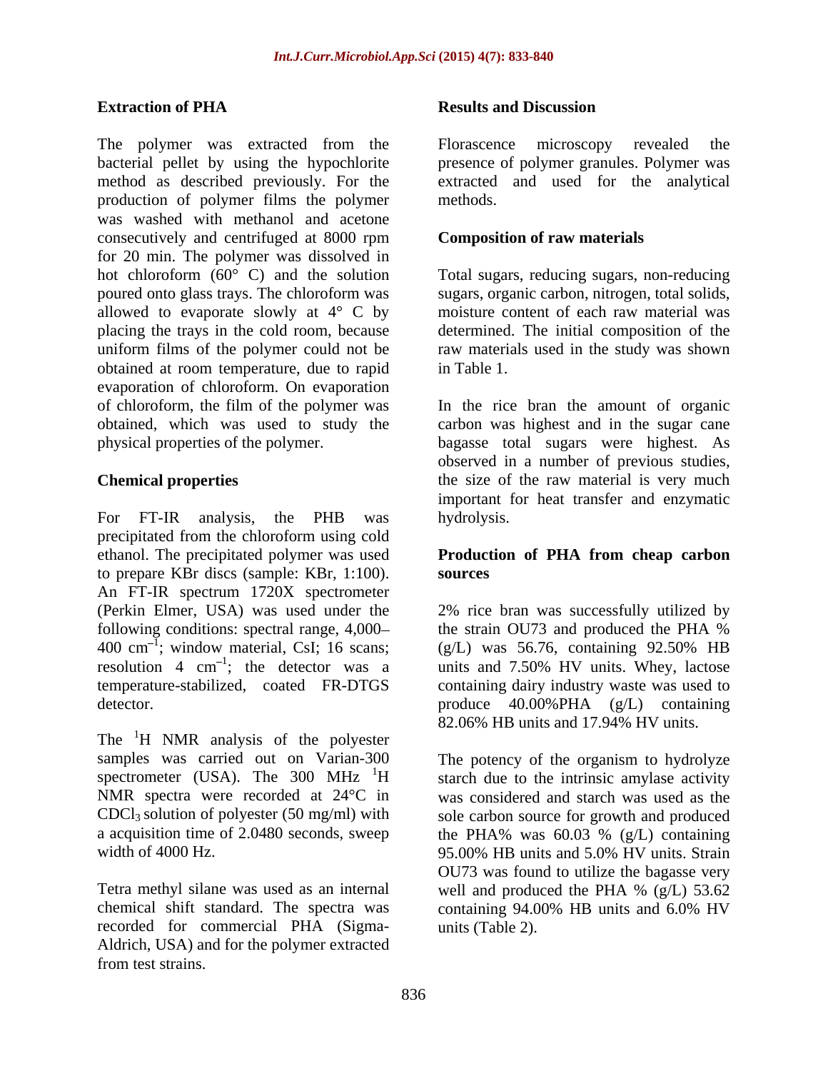### Extraction of PHA

The polymer was extracted from the bacterial pellet by using the hypochlorite method as described previously. For the production of polymer films the polymer was washed with methanol and acetone consecutively and centrifuged at 8000 rpm for 20 min. The polymer was dissolved in hot chloroform (60° C) and the solution poured onto glass trays. The chloroform was allowed to evaporate slowly at 4° C by placing the trays in the cold room, because uniform films of the polymer could not be obtained at room temperature, due to rapid evaporation of chloroform. On evaporation of chloroform, the film of the polymer was obtained, which was used to study the physical properties of the polymer.

### Chemical properties

For FT-IR analysis, the PHB was precipitated from the chloroform using cold ethanol. The precipitated polymer was used to prepare KBr discs (sample: KBr, 1:100). An FT-IR spectrum 1720X spectrometer (Perkin Elmer, USA) was used under the following conditions: spectral range, 4,000–400 $cm^{-1}$; window material, CsI; 16 scans; resolution 4 $cm^{-1}$; the detector was a temperature-stabilized, coated FR-DTGS detector.

The $^{1}H$ NMR analysis of the polyester samples was carried out on Varian-300 spectrometer (USA). The 300 MHz $^{1}H$ NMR spectra were recorded at 24°C in $CDCl_3$ solution of polyester (50 mg/ml) with a acquisition time of 2.0480 seconds, sweep width of 4000 Hz.

Tetra methyl silane was used as an internal chemical shift standard. The spectra was recorded for commercial PHA (Sigma-Aldrich, USA) and for the polymer extracted from test strains.

## Results and Discussion

Florascence microscopy revealed the presence of polymer granules. Polymer was extracted and used for the analytical methods.

### Composition of raw materials

Total sugars, reducing sugars, non-reducing sugars, organic carbon, nitrogen, total solids, moisture content of each raw material was determined. The initial composition of the raw materials used in the study was shown in Table 1.

In the rice bran the amount of organic carbon was highest and in the sugar cane bagasse total sugars were highest. As observed in a number of previous studies, the size of the raw material is very much important for heat transfer and enzymatic hydrolysis.

### Production of PHA from cheap carbon sources

2% rice bran was successfully utilized by the strain OU73 and produced the PHA % (g/L) was 56.76, containing 92.50% HB units and 7.50% HV units. Whey, lactose containing dairy industry waste was used to produce 40.00%PHA (g/L) containing 82.06% HB units and 17.94% HV units.

The potency of the organism to hydrolyze starch due to the intrinsic amylase activity was considered and starch was used as the sole carbon source for growth and produced the PHA% was 60.03 % (g/L) containing 95.00% HB units and 5.0% HV units. Strain OU73 was found to utilize the bagasse very well and produced the PHA % (g/L) 53.62 containing 94.00% HB units and 6.0% HV units (Table 2).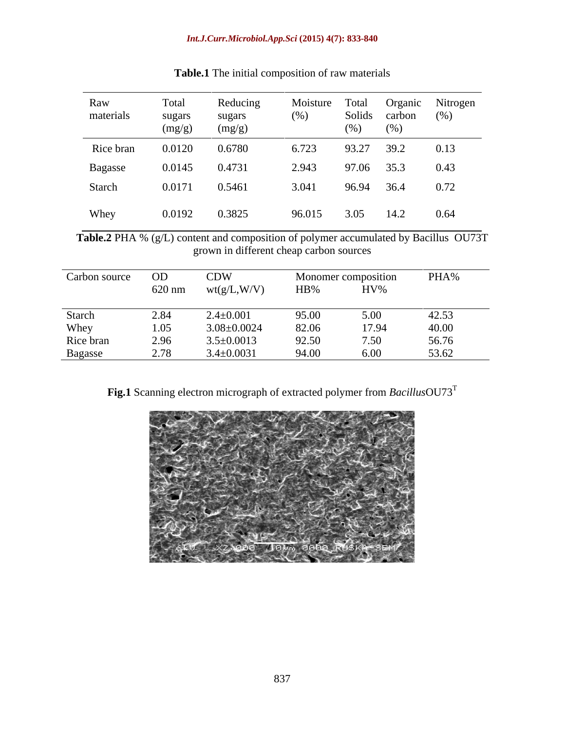**Table.1** The initial composition of raw materials

| Raw materials | Total sugars (mg/g) | Reducing sugars (mg/g) | Moisture (%) | Total Solids (%) | Organic carbon (%) | Nitrogen (%) |
|---|---|---|---|---|---|---|
| Rice bran | 0.0120 | 0.6780 | 6.723 | 93.27 | 39.2 | 0.13 |
| Bagasse | 0.0145 | 0.4731 | 2.943 | 97.06 | 35.3 | 0.43 |
| Starch | 0.0171 | 0.5461 | 3.041 | 96.94 | 36.4 | 0.72 |
| Whey | 0.0192 | 0.3825 | 96.015 | 3.05 | 14.2 | 0.64 |

**Table.2** PHA % (g/L) content and composition of polymer accumulated by Bacillus OU73T grown in different cheap carbon sources

| Carbon source | OD 620 nm | CDW wt(g/L,W/V) | Monomer composition | | PHA% |
|---|---|---|---|---|---|
| | | | HB% | HV% | |
| Starch | 2.84 | 2.4±0.001 | 95.00 | 5.00 | 42.53 |
| Whey | 1.05 | 3.08±0.0024 | 82.06 | 17.94 | 40.00 |
| Rice bran | 2.96 | 3.5±0.0013 | 92.50 | 7.50 | 56.76 |
| Bagasse | 2.78 | 3.4±0.0031 | 94.00 | 6.00 | 53.62 |

**Fig.1** Scanning electron micrograph of extracted polymer from *Bacillus*OU73[T]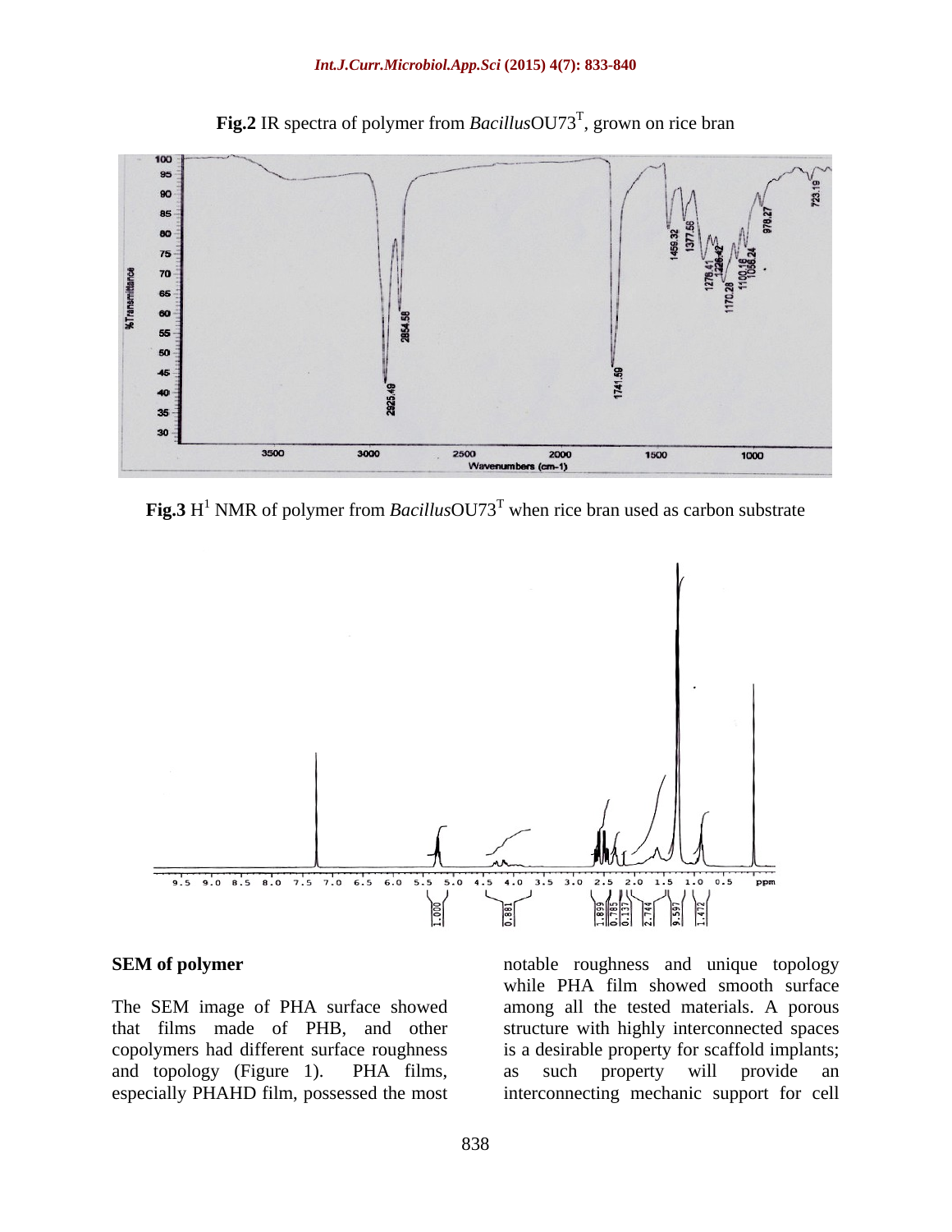**Fig.2** IR spectra of polymer from *Bacillus*OU73$^T$, grown on rice bran

**Fig.3** $H^1$ NMR of polymer from *Bacillus*OU73$^T$ when rice bran used as carbon substrate

**SEM of polymer**

The SEM image of PHA surface showed that films made of PHB, and other copolymers had different surface roughness and topology (Figure 1). PHA films, especially PHAHD film, possessed the most notable roughness and unique topology while PHA film showed smooth surface among all the tested materials. A porous structure with highly interconnected spaces is a desirable property for scaffold implants; as such property will provide an interconnecting mechanic support for cell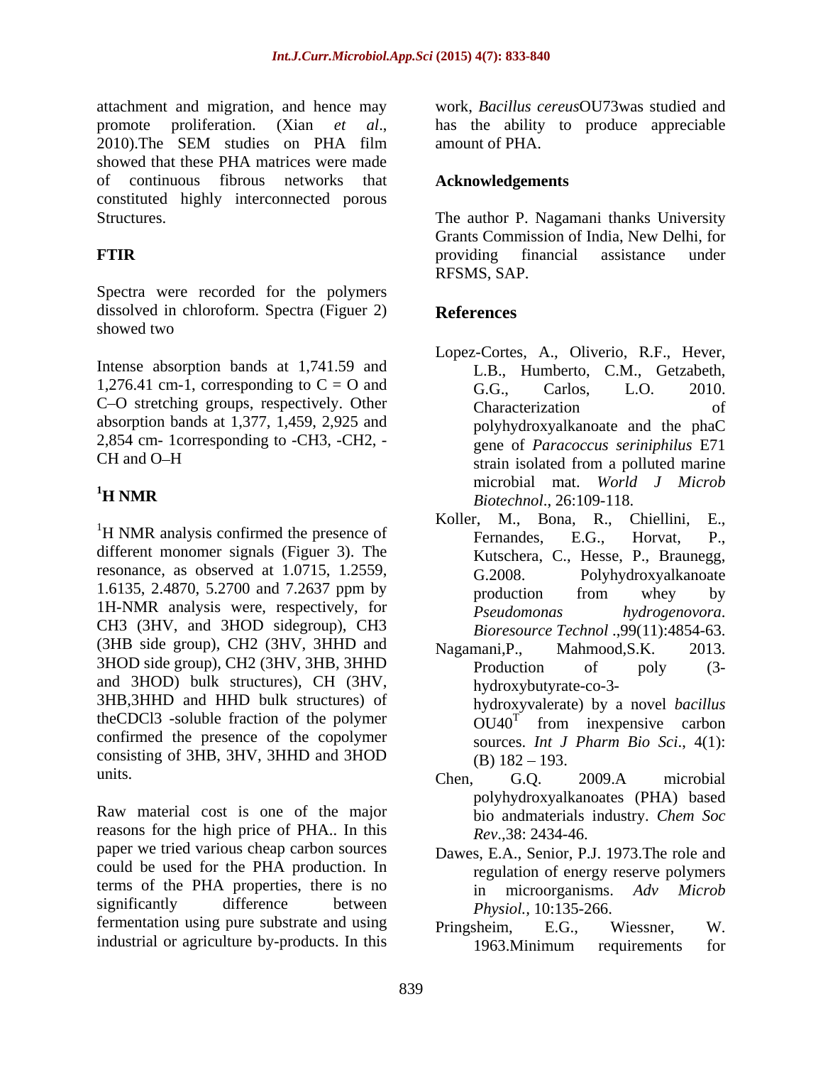attachment and migration, and hence may promote proliferation. (Xian *et al*., 2010).The SEM studies on PHA film showed that these PHA matrices were made of continuous fibrous networks that constituted highly interconnected porous Structures.

**FTIR**

Spectra were recorded for the polymers dissolved in chloroform. Spectra (Figuer 2) showed two

Intense absorption bands at 1,741.59 and 1,276.41 cm-1, corresponding to C = O and C–O stretching groups, respectively. Other absorption bands at 1,377, 1,459, 2,925 and 2,854 cm- 1corresponding to -CH3, -CH2, -CH and O–H

## $^{1}$H NMR

$^{1}$H NMR analysis confirmed the presence of different monomer signals (Figuer 3). The resonance, as observed at 1.0715, 1.2559, 1.6135, 2.4870, 5.2700 and 7.2637 ppm by 1H-NMR analysis were, respectively, for CH3 (3HV, and 3HOD sidegroup), CH3 (3HB side group), CH2 (3HV, 3HHD and 3HOD side group), CH2 (3HV, 3HB, 3HHD and 3HOD) bulk structures), CH (3HV, 3HB,3HHD and HHD bulk structures) of theCDCl3 -soluble fraction of the polymer confirmed the presence of the copolymer consisting of 3HB, 3HV, 3HHD and 3HOD units.

Raw material cost is one of the major reasons for the high price of PHA.. In this paper we tried various cheap carbon sources could be used for the PHA production. In terms of the PHA properties, there is no significantly difference between fermentation using pure substrate and using industrial or agriculture by-products. In this work, *Bacillus cereus*OU73was studied and has the ability to produce appreciable amount of PHA.

## Acknowledgements

The author P. Nagamani thanks University Grants Commission of India, New Delhi, for providing financial assistance under RFSMS, SAP.

## References

Lopez-Cortes, A., Oliverio, R.F., Hever, L.B., Humberto, C.M., Getzabeth, G.G., Carlos, L.O. 2010. Characterization of polyhydroxyalkanoate and the phaC gene of *Paracoccus seriniphilus* E71 strain isolated from a polluted marine microbial mat. *World J Microb Biotechnol*., 26:109-118.

Koller, M., Bona, R., Chiellini, E., Fernandes, E.G., Horvat, P., Kutschera, C., Hesse, P., Braunegg, G.2008. Polyhydroxyalkanoate production from whey by *Pseudomonas hydrogenovora*. *Bioresource Technol* .,99(11):4854-63.

Nagamani,P., Mahmood,S.K. 2013. Production of poly (3-hydroxybutyrate-co-3-hydroxyvalerate) by a novel *bacillus* OU40[T] from inexpensive carbon sources. *Int J Pharm Bio Sci*., 4(1): (B) 182 – 193.

Chen, G.Q. 2009.A microbial polyhydroxyalkanoates (PHA) based bio andmaterials industry. *Chem Soc Rev*.,38: 2434-46.

Dawes, E.A., Senior, P.J. 1973.The role and regulation of energy reserve polymers in microorganisms. *Adv Microb Physiol.*, 10:135-266.

Pringsheim, E.G., Wiessner, W. 1963.Minimum requirements for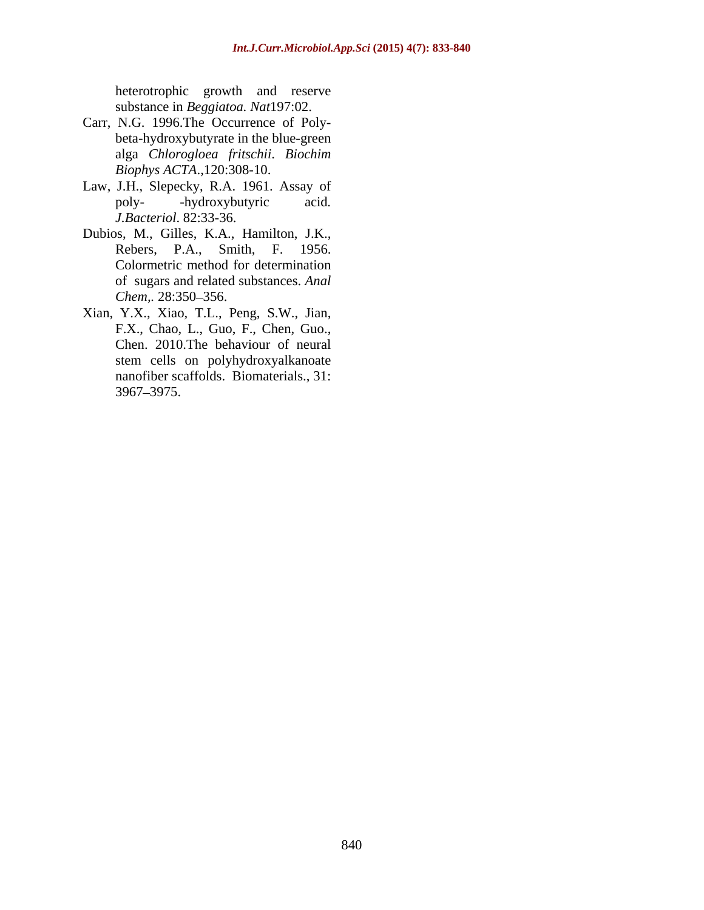heterotrophic growth and reserve substance in *Beggiatoa. Nat*197:02.

Carr, N.G. 1996.The Occurrence of Poly-beta-hydroxybutyrate in the blue-green alga *Chlorogloea fritschii*. *Biochim Biophys ACTA*.,120:308-10.

Law, J.H., Slepecky, R.A. 1961. Assay of poly- -hydroxybutyric acid. *J.Bacteriol*. 82:33-36.

Dubios, M., Gilles, K.A., Hamilton, J.K., Rebers, P.A., Smith, F. 1956. Colormetric method for determination of sugars and related substances. *Anal Chem,*. 28:350–356.

Xian, Y.X., Xiao, T.L., Peng, S.W., Jian, F.X., Chao, L., Guo, F., Chen, Guo., Chen. 2010.The behaviour of neural stem cells on polyhydroxyalkanoate nanofiber scaffolds. Biomaterials., 31: 3967–3975.